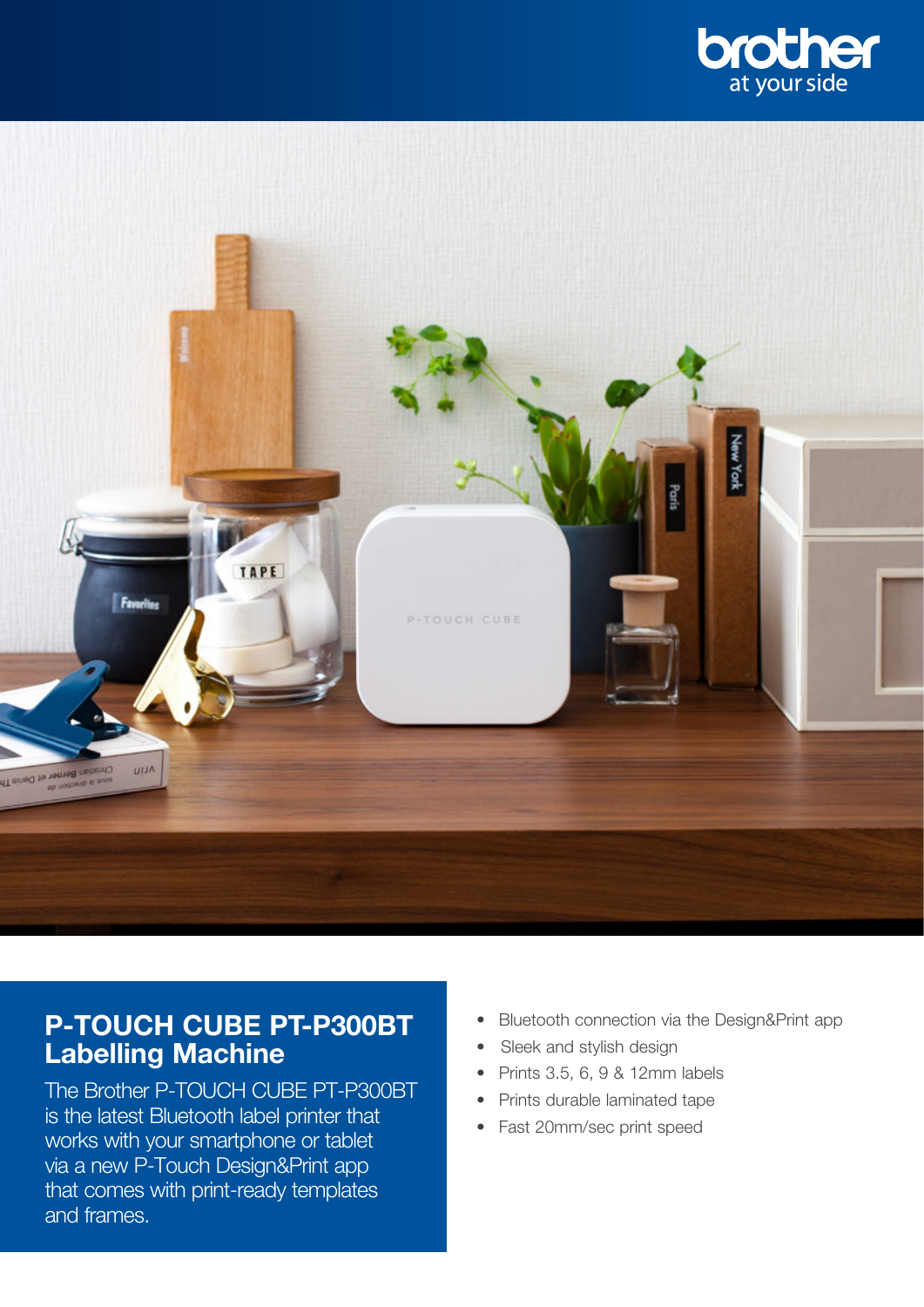# P-TOUCH CUBE PT-P300BT Labelling Machine

The Brother P-TOUCH CUBE PT-P300BT is the latest Bluetooth label printer that works with your smartphone or tablet via a new P-Touch Design&Print app that comes with print-ready templates and frames.

- Bluetooth connection via the Design&Print app
- Sleek and stylish design
- Prints 3.5, 6, 9 & 12mm labels
- Prints durable laminated tape
- Fast 20mm/sec print speed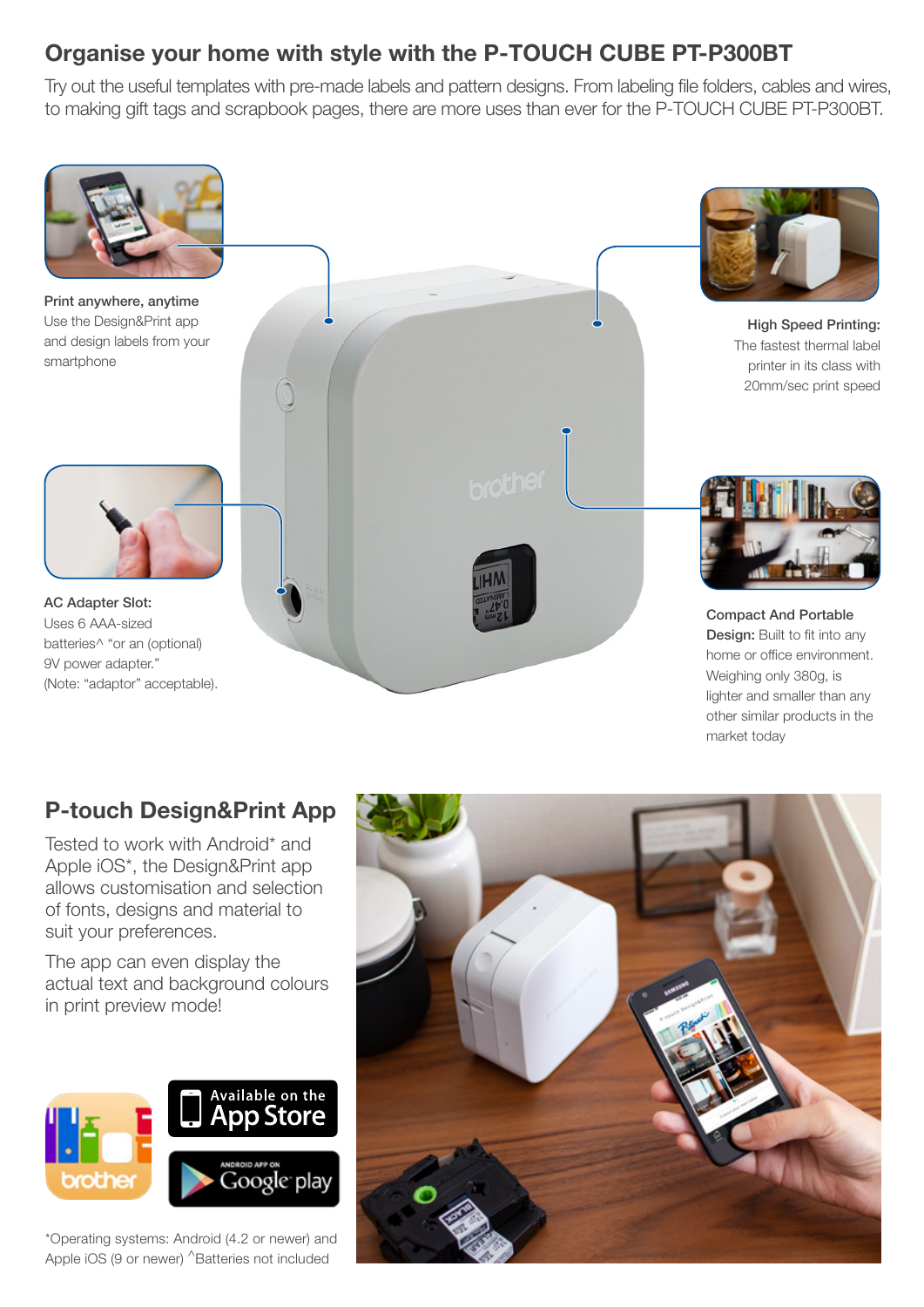## Organise your home with style with the P-TOUCH CUBE PT-P300BT

Try out the useful templates with pre-made labels and pattern designs. From labeling file folders, cables and wires, to making gift tags and scrapbook pages, there are more uses than ever for the P-TOUCH CUBE PT-P300BT.

**Print anywhere, anytime**
Use the Design&Print app and design labels from your smartphone

**AC Adapter Slot:**
Uses 6 AAA-sized batteries^ "or an (optional) 9V power adapter."
(Note: "adaptor" acceptable).

**High Speed Printing:**
The fastest thermal label printer in its class with 20mm/sec print speed

**Compact And Portable Design:** Built to fit into any home or office environment. Weighing only 380g, is lighter and smaller than any other similar products in the market today

## P-touch Design&Print App

Tested to work with Android* and Apple iOS*, the Design&Print app allows customisation and selection of fonts, designs and material to suit your preferences.

The app can even display the actual text and background colours in print preview mode!

Available on the App Store

Android App on Google play

*Operating systems: Android (4.2 or newer) and Apple iOS (9 or newer) ^Batteries not included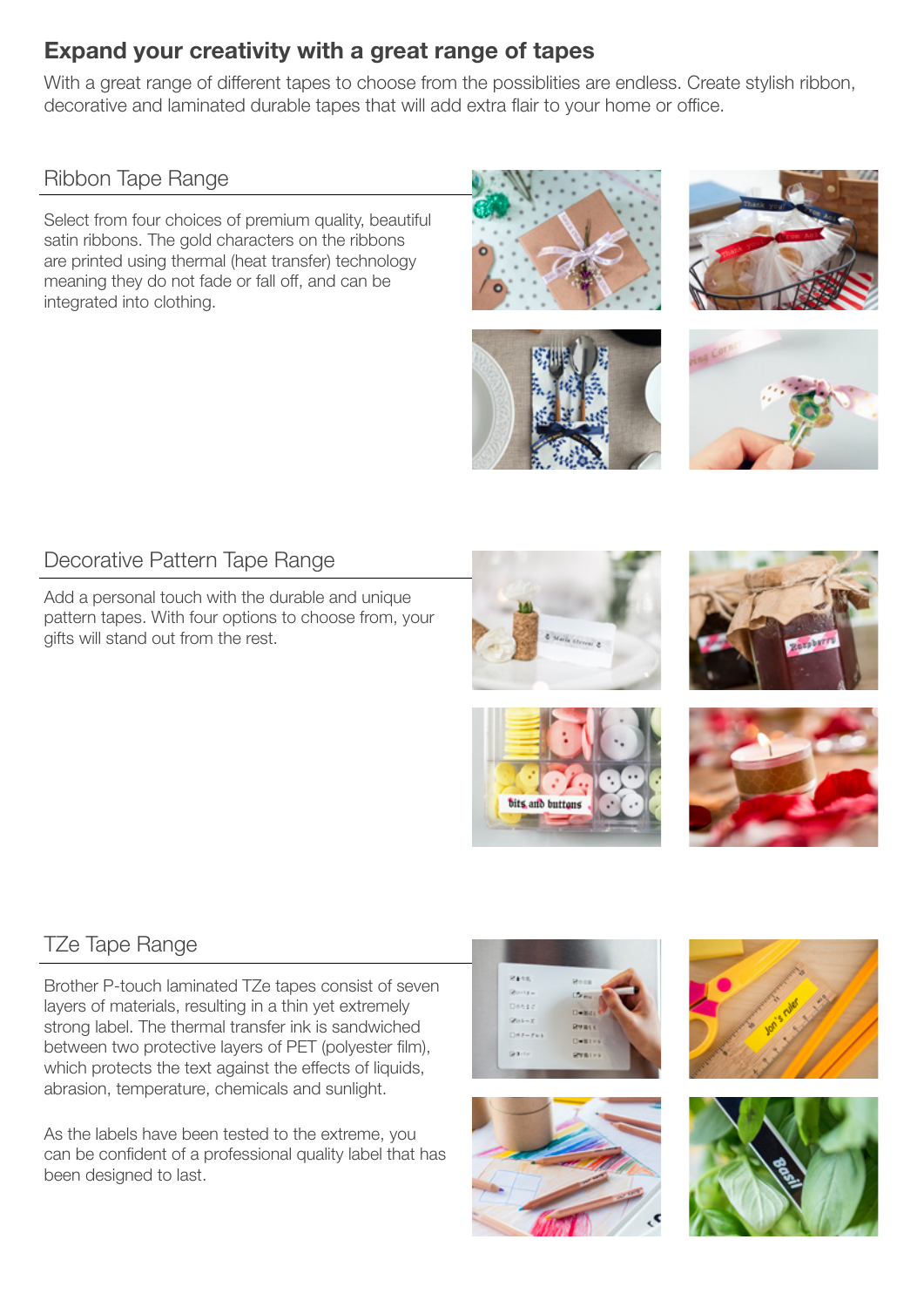# Expand your creativity with a great range of tapes

With a great range of different tapes to choose from the possiblities are endless. Create stylish ribbon, decorative and laminated durable tapes that will add extra flair to your home or office.

## Ribbon Tape Range

Select from four choices of premium quality, beautiful satin ribbons. The gold characters on the ribbons are printed using thermal (heat transfer) technology meaning they do not fade or fall off, and can be integrated into clothing.

## Decorative Pattern Tape Range

Add a personal touch with the durable and unique pattern tapes. With four options to choose from, your gifts will stand out from the rest.

## TZe Tape Range

Brother P-touch laminated TZe tapes consist of seven layers of materials, resulting in a thin yet extremely strong label. The thermal transfer ink is sandwiched between two protective layers of PET (polyester film), which protects the text against the effects of liquids, abrasion, temperature, chemicals and sunlight.

As the labels have been tested to the extreme, you can be confident of a professional quality label that has been designed to last.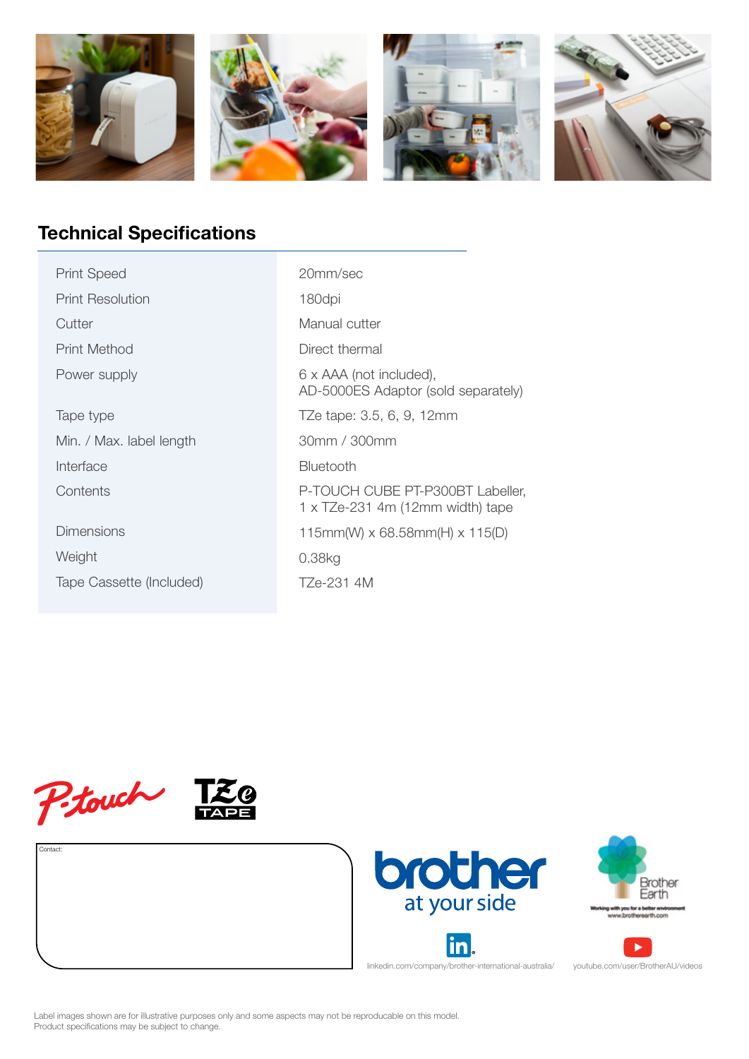## Technical Specifications

| | |
|---|---|
| Print Speed | 20mm/sec |
| Print Resolution | 180dpi |
| Cutter | Manual cutter |
| Print Method | Direct thermal |
| Power supply | 6 x AAA (not included), AD-5000ES Adaptor (sold separately) |
| Tape type | TZe tape: 3.5, 6, 9, 12mm |
| Min. / Max. label length | 30mm / 300mm |
| Interface | Bluetooth |
| Contents | P-TOUCH CUBE PT-P300BT Labeller, 1 x TZe-231 4m (12mm width) tape |
| Dimensions | 115mm(W) x 68.58mm(H) x 115(D) |
| Weight | 0.38kg |
| Tape Cassette (Included) | TZe-231 4M |

P-touch TZe TAPE

Contact:

brother at your side

Brother Earth
Working with you for a better environment
www.brotherearth.com

linkedin.com/company/brother-international-australia/

youtube.com/user/BrotherAU/videos

Label images shown are for illustrative purposes only and some aspects may not be reproducible on this model.
Product specifications may be subject to change.